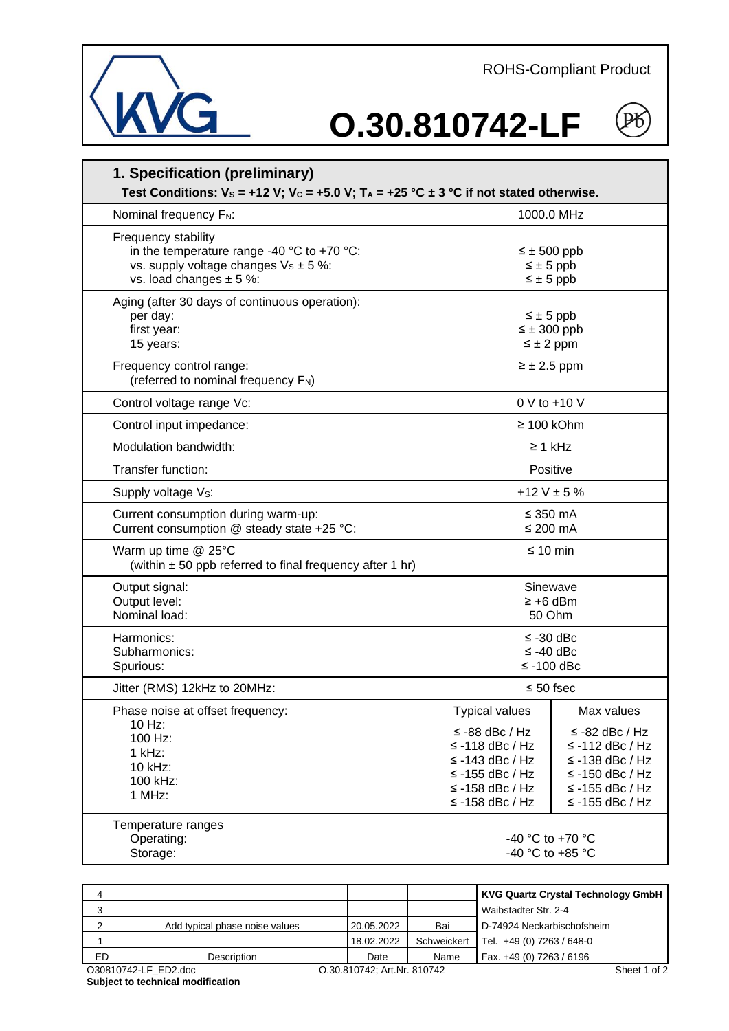ROHS-Compliant Product

# O.30.810742-LF

## 1. Specification (preliminary)

**Test Conditions: $V_S$ = +12 V; $V_C$ = +5.0 V; $T_A$ = +25 °C ± 3 °C if not stated otherwise.**

| Parameter | Value | |
|---|---|---|
| Nominal frequency $F_N$: | 1000.0 MHz | |
| Frequency stability<br>in the temperature range -40 °C to +70 °C:<br>vs. supply voltage changes $V_S$ ± 5 %:<br>vs. load changes ± 5 %: | ≤ ± 500 ppb<br>≤ ± 5 ppb<br>≤ ± 5 ppb | |
| Aging (after 30 days of continuous operation):<br>per day:<br>first year:<br>15 years: | ≤ ± 5 ppb<br>≤ ± 300 ppb<br>≤ ± 2 ppm | |
| Frequency control range:<br>(referred to nominal frequency $F_N$) | ≥ ± 2.5 ppm | |
| Control voltage range Vc: | 0 V to +10 V | |
| Control input impedance: | ≥ 100 kOhm | |
| Modulation bandwidth: | ≥ 1 kHz | |
| Transfer function: | Positive | |
| Supply voltage $V_S$: | +12 V ± 5 % | |
| Current consumption during warm-up:<br>Current consumption @ steady state +25 °C: | ≤ 350 mA<br>≤ 200 mA | |
| Warm up time @ 25°C<br>(within ± 50 ppb referred to final frequency after 1 hr) | ≤ 10 min | |
| Output signal:<br>Output level:<br>Nominal load: | Sinewave<br>≥ +6 dBm<br>50 Ohm | |
| Harmonics:<br>Subharmonics:<br>Spurious: | ≤ -30 dBc<br>≤ -40 dBc<br>≤ -100 dBc | |
| Jitter (RMS) 12kHz to 20MHz: | ≤ 50 fsec | |
| Phase noise at offset frequency: | Typical values | Max values |
| 10 Hz: | ≤ -88 dBc / Hz | ≤ -82 dBc / Hz |
| 100 Hz: | ≤ -118 dBc / Hz | ≤ -112 dBc / Hz |
| 1 kHz: | ≤ -143 dBc / Hz | ≤ -138 dBc / Hz |
| 10 kHz: | ≤ -155 dBc / Hz | ≤ -150 dBc / Hz |
| 100 kHz: | ≤ -158 dBc / Hz | ≤ -155 dBc / Hz |
| 1 MHz: | ≤ -158 dBc / Hz | ≤ -155 dBc / Hz |
| Temperature ranges<br>Operating:<br>Storage: | -40 °C to +70 °C<br>-40 °C to +85 °C | |

| ED | Description | Date | Name | |
|---|---|---|---|---|
| 4 | | | | **KVG Quartz Crystal Technology GmbH** |
| 3 | | | | Waibstadter Str. 2-4 |
| 2 | Add typical phase noise values | 20.05.2022 | Bai | D-74924 Neckarbischofsheim |
| 1 | | 18.02.2022 | Schweickert | Tel. +49 (0) 7263 / 648-0 |
| ED | Description | Date | Name | Fax. +49 (0) 7263 / 6196 |

O30810742-LF_ED2.doc — O.30.810742; Art.Nr. 810742

**Subject to technical modification**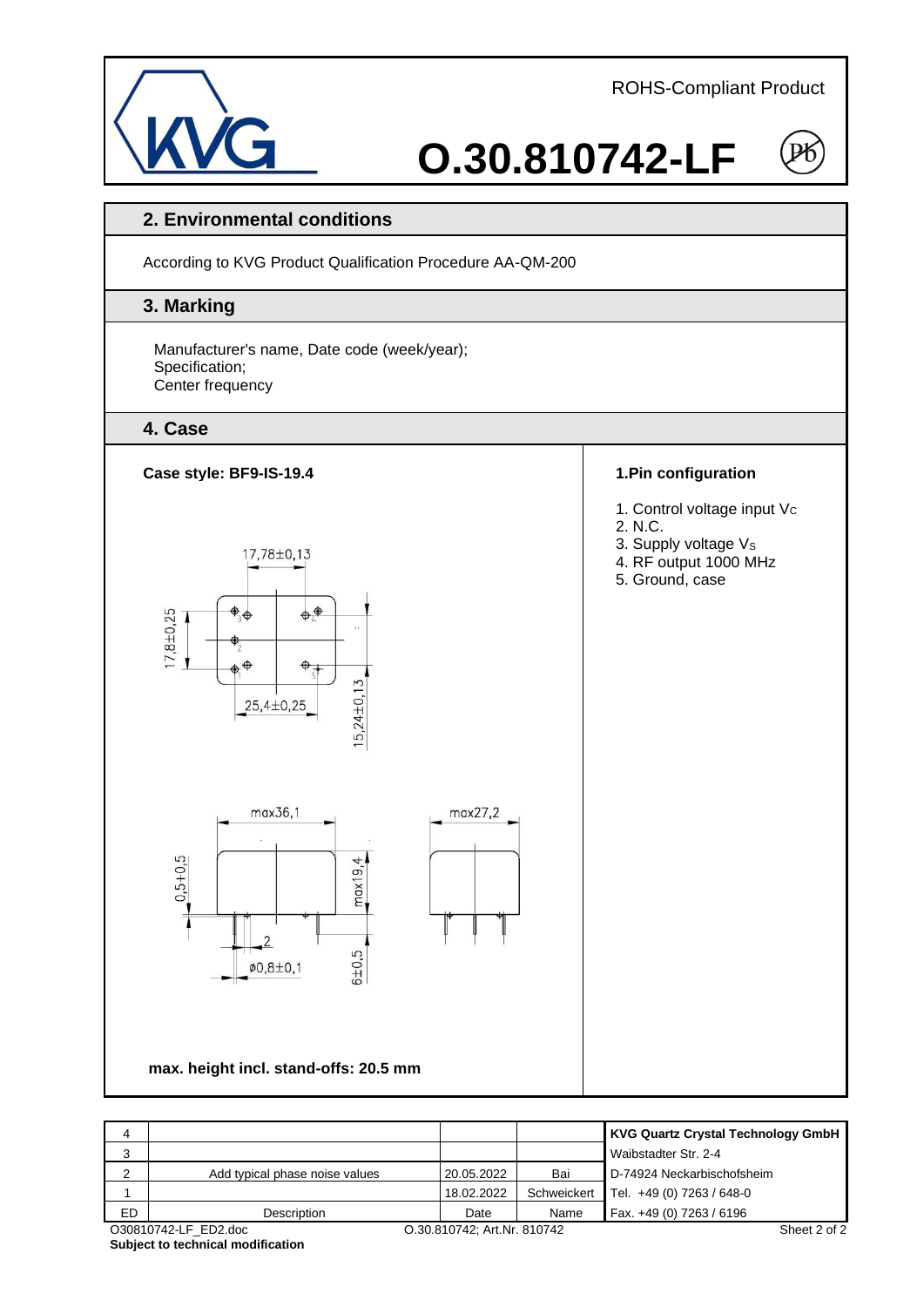ROHS-Compliant Product

# O.30.810742-LF

## 2. Environmental conditions

According to KVG Product Qualification Procedure AA-QM-200

## 3. Marking

Manufacturer's name, Date code (week/year);
Specification;
Center frequency

## 4. Case

**Case style: BF9-IS-19.4**

17,78±0,13

17,8±0,25

25,4±0,25

15,24±0,13

max36,1

max27,2

0,5+0,5

max19,4

2

ø0,8±0,1

6±0,5

**max. height incl. stand-offs: 20.5 mm**

**1.Pin configuration**

1. Control voltage input $V_C$
2. N.C.
3. Supply voltage $V_S$
4. RF output 1000 MHz
5. Ground, case

| ED | Description | Date | Name | KVG Quartz Crystal Technology GmbH |
|---|---|---|---|---|
| 4 | | | | |
| 3 | | | | Waibstadter Str. 2-4 |
| 2 | Add typical phase noise values | 20.05.2022 | Bai | D-74924 Neckarbischofsheim |
| 1 | | 18.02.2022 | Schweickert | Tel. +49 (0) 7263 / 648-0 |
| | | | | Fax. +49 (0) 7263 / 6196 |

O30810742-LF_ED2.doc — O.30.810742; Art.Nr. 810742

**Subject to technical modification**